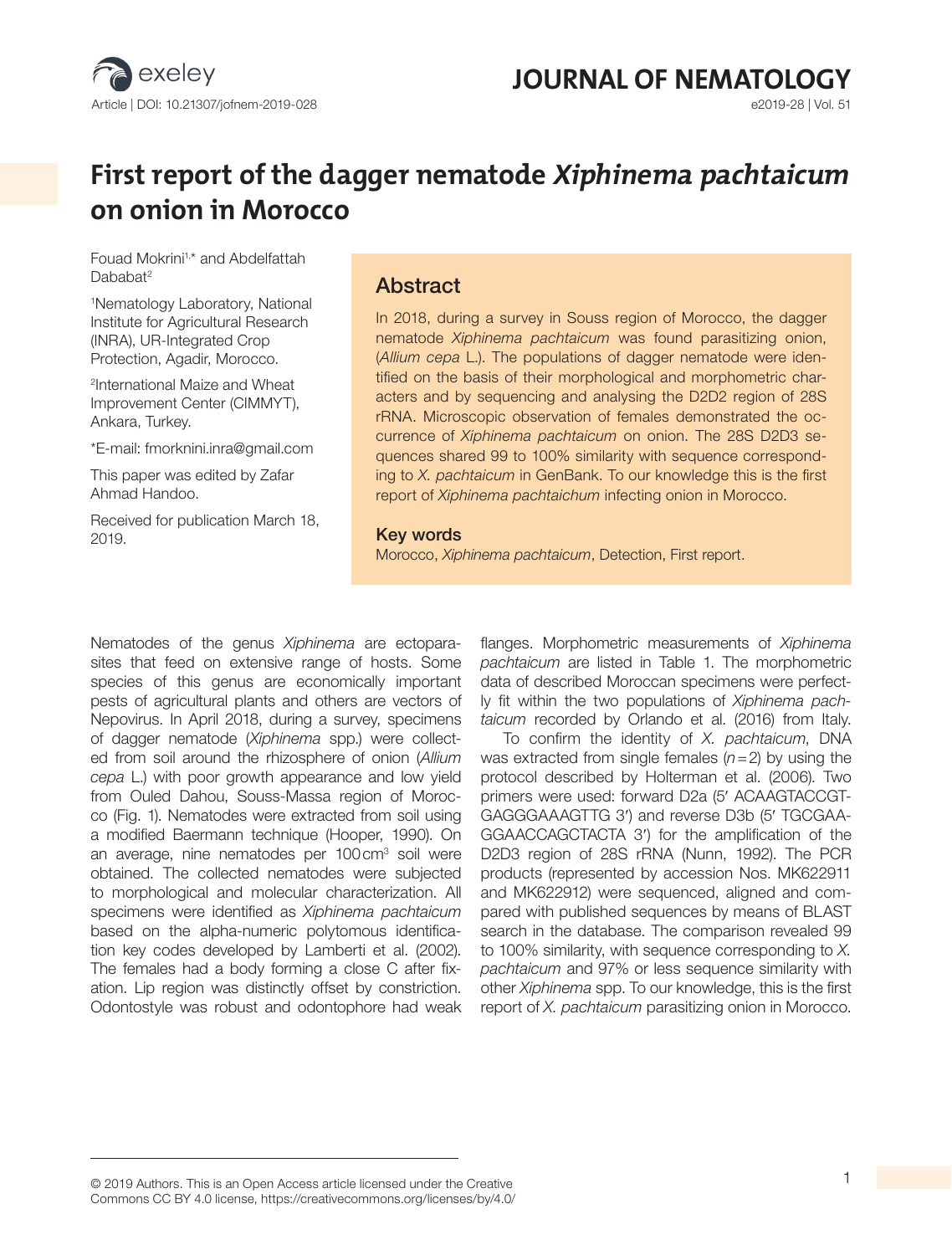# First report of the dagger nematode *Xiphinema pachtaicum* on onion in Morocco

Fouad Mokrini[1,*] and Abdelfattah Dababat[2]

[1]Nematology Laboratory, National Institute for Agricultural Research (INRA), UR-Integrated Crop Protection, Agadir, Morocco.

[2]International Maize and Wheat Improvement Center (CIMMYT), Ankara, Turkey.

*E-mail: fmorknini.inra@gmail.com

This paper was edited by Zafar Ahmad Handoo.

Received for publication March 18, 2019.

## Abstract

In 2018, during a survey in Souss region of Morocco, the dagger nematode *Xiphinema pachtaicum* was found parasitizing onion, (*Allium cepa* L.). The populations of dagger nematode were identified on the basis of their morphological and morphometric characters and by sequencing and analysing the D2D2 region of 28S rRNA. Microscopic observation of females demonstrated the occurrence of *Xiphinema pachtaicum* on onion. The 28S D2D3 sequences shared 99 to 100% similarity with sequence corresponding to *X. pachtaicum* in GenBank. To our knowledge this is the first report of *Xiphinema pachtaichum* infecting onion in Morocco.

### Key words

Morocco, *Xiphinema pachtaicum*, Detection, First report.

Nematodes of the genus *Xiphinema* are ectoparasites that feed on extensive range of hosts. Some species of this genus are economically important pests of agricultural plants and others are vectors of Nepovirus. In April 2018, during a survey, specimens of dagger nematode (*Xiphinema* spp.) were collected from soil around the rhizosphere of onion (*Allium cepa* L.) with poor growth appearance and low yield from Ouled Dahou, Souss-Massa region of Morocco (Fig. 1). Nematodes were extracted from soil using a modified Baermann technique (Hooper, 1990). On an average, nine nematodes per 100 $cm^3$ soil were obtained. The collected nematodes were subjected to morphological and molecular characterization. All specimens were identified as *Xiphinema pachtaicum* based on the alpha-numeric polytomous identification key codes developed by Lamberti et al. (2002). The females had a body forming a close C after fixation. Lip region was distinctly offset by constriction. Odontostyle was robust and odontophore had weak flanges. Morphometric measurements of *Xiphinema pachtaicum* are listed in Table 1. The morphometric data of described Moroccan specimens were perfectly fit within the two populations of *Xiphinema pachtaicum* recorded by Orlando et al. (2016) from Italy.

To confirm the identity of *X. pachtaicum*, DNA was extracted from single females ($n = 2$) by using the protocol described by Holterman et al. (2006). Two primers were used: forward D2a (5′ ACAAGTACCGTGAGGGAAAGTTG 3′) and reverse D3b (5′ TGCGAAGGAACCAGCTACTA 3′) for the amplification of the D2D3 region of 28S rRNA (Nunn, 1992). The PCR products (represented by accession Nos. MK622911 and MK622912) were sequenced, aligned and compared with published sequences by means of BLAST search in the database. The comparison revealed 99 to 100% similarity, with sequence corresponding to *X. pachtaicum* and 97% or less sequence similarity with other *Xiphinema* spp. To our knowledge, this is the first report of *X. pachtaicum* parasitizing onion in Morocco.

© 2019 Authors. This is an Open Access article licensed under the Creative Commons CC BY 4.0 license, https://creativecommons.org/licenses/by/4.0/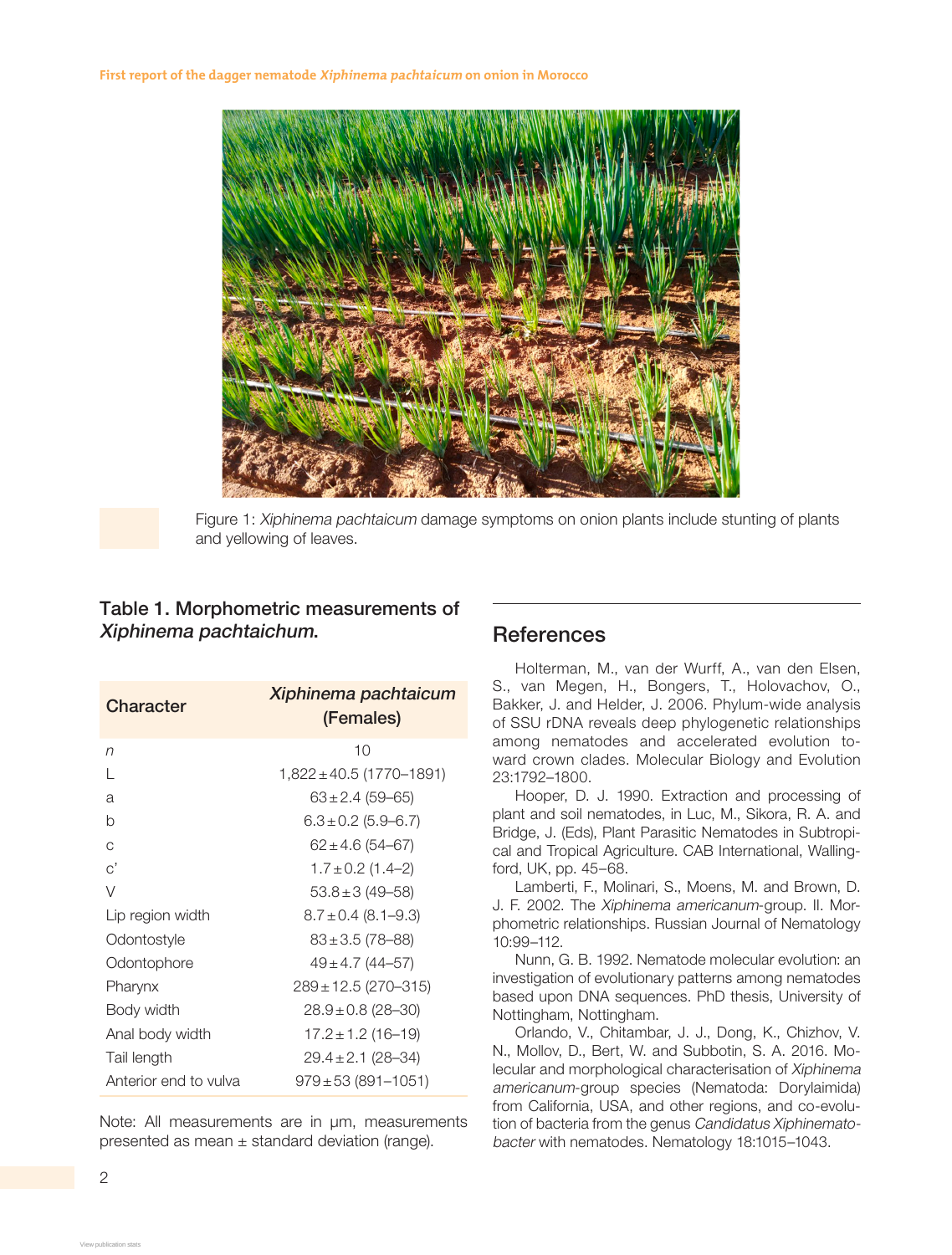Figure 1: *Xiphinema pachtaicum* damage symptoms on onion plants include stunting of plants and yellowing of leaves.

## Table 1. Morphometric measurements of *Xiphinema pachtaichum*.

| Character | *Xiphinema pachtaicum* (Females) |
|---|---|
| *n* | 10 |
| L | 1,822 ± 40.5 (1770–1891) |
| a | 63 ± 2.4 (59–65) |
| b | 6.3 ± 0.2 (5.9–6.7) |
| c | 62 ± 4.6 (54–67) |
| c' | 1.7 ± 0.2 (1.4–2) |
| V | 53.8 ± 3 (49–58) |
| Lip region width | 8.7 ± 0.4 (8.1–9.3) |
| Odontostyle | 83 ± 3.5 (78–88) |
| Odontophore | 49 ± 4.7 (44–57) |
| Pharynx | 289 ± 12.5 (270–315) |
| Body width | 28.9 ± 0.8 (28–30) |
| Anal body width | 17.2 ± 1.2 (16–19) |
| Tail length | 29.4 ± 2.1 (28–34) |
| Anterior end to vulva | 979 ± 53 (891–1051) |

Note: All measurements are in µm, measurements presented as mean ± standard deviation (range).

## References

Holterman, M., van der Wurff, A., van den Elsen, S., van Megen, H., Bongers, T., Holovachov, O., Bakker, J. and Helder, J. 2006. Phylum-wide analysis of SSU rDNA reveals deep phylogenetic relationships among nematodes and accelerated evolution toward crown clades. Molecular Biology and Evolution 23:1792–1800.

Hooper, D. J. 1990. Extraction and processing of plant and soil nematodes, in Luc, M., Sikora, R. A. and Bridge, J. (Eds), Plant Parasitic Nematodes in Subtropical and Tropical Agriculture. CAB International, Wallingford, UK, pp. 45–68.

Lamberti, F., Molinari, S., Moens, M. and Brown, D. J. F. 2002. The *Xiphinema americanum*-group. II. Morphometric relationships. Russian Journal of Nematology 10:99–112.

Nunn, G. B. 1992. Nematode molecular evolution: an investigation of evolutionary patterns among nematodes based upon DNA sequences. PhD thesis, University of Nottingham, Nottingham.

Orlando, V., Chitambar, J. J., Dong, K., Chizhov, V. N., Mollov, D., Bert, W. and Subbotin, S. A. 2016. Molecular and morphological characterisation of *Xiphinema americanum*-group species (Nematoda: Dorylaimida) from California, USA, and other regions, and co-evolution of bacteria from the genus *Candidatus Xiphinematobacter* with nematodes. Nematology 18:1015–1043.